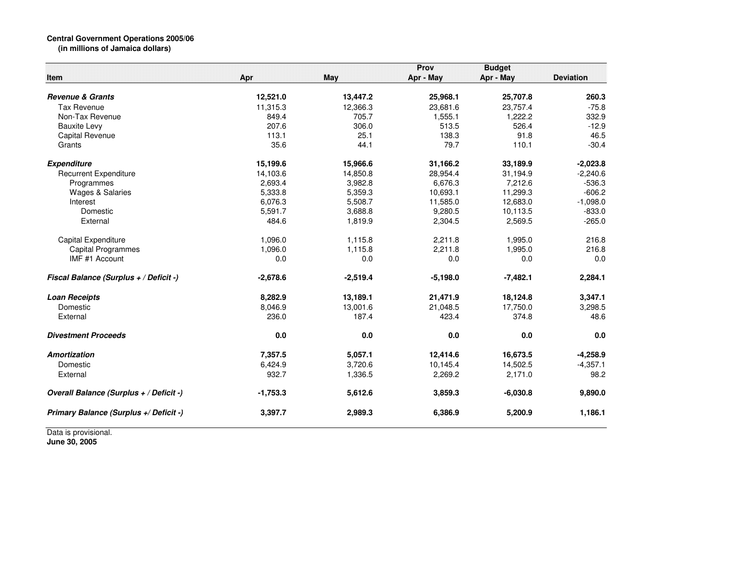**Central Government Operations 2005/06**
**(in millions of Jamaica dollars)**

| Item | Apr | May | Prov Apr - May | Budget Apr - May | Deviation |
|---|---|---|---|---|---|
| ***Revenue & Grants*** | **12,521.0** | **13,447.2** | **25,968.1** | **25,707.8** | **260.3** |
| Tax Revenue | 11,315.3 | 12,366.3 | 23,681.6 | 23,757.4 | -75.8 |
| Non-Tax Revenue | 849.4 | 705.7 | 1,555.1 | 1,222.2 | 332.9 |
| Bauxite Levy | 207.6 | 306.0 | 513.5 | 526.4 | -12.9 |
| Capital Revenue | 113.1 | 25.1 | 138.3 | 91.8 | 46.5 |
| Grants | 35.6 | 44.1 | 79.7 | 110.1 | -30.4 |
| ***Expenditure*** | **15,199.6** | **15,966.6** | **31,166.2** | **33,189.9** | **-2,023.8** |
| Recurrent Expenditure | 14,103.6 | 14,850.8 | 28,954.4 | 31,194.9 | -2,240.6 |
| Programmes | 2,693.4 | 3,982.8 | 6,676.3 | 7,212.6 | -536.3 |
| Wages & Salaries | 5,333.8 | 5,359.3 | 10,693.1 | 11,299.3 | -606.2 |
| Interest | 6,076.3 | 5,508.7 | 11,585.0 | 12,683.0 | -1,098.0 |
| Domestic | 5,591.7 | 3,688.8 | 9,280.5 | 10,113.5 | -833.0 |
| External | 484.6 | 1,819.9 | 2,304.5 | 2,569.5 | -265.0 |
| Capital Expenditure | 1,096.0 | 1,115.8 | 2,211.8 | 1,995.0 | 216.8 |
| Capital Programmes | 1,096.0 | 1,115.8 | 2,211.8 | 1,995.0 | 216.8 |
| IMF #1 Account | 0.0 | 0.0 | 0.0 | 0.0 | 0.0 |
| ***Fiscal Balance (Surplus + / Deficit -)*** | **-2,678.6** | **-2,519.4** | **-5,198.0** | **-7,482.1** | **2,284.1** |
| ***Loan Receipts*** | **8,282.9** | **13,189.1** | **21,471.9** | **18,124.8** | **3,347.1** |
| Domestic | 8,046.9 | 13,001.6 | 21,048.5 | 17,750.0 | 3,298.5 |
| External | 236.0 | 187.4 | 423.4 | 374.8 | 48.6 |
| ***Divestment Proceeds*** | **0.0** | **0.0** | **0.0** | **0.0** | **0.0** |
| ***Amortization*** | **7,357.5** | **5,057.1** | **12,414.6** | **16,673.5** | **-4,258.9** |
| Domestic | 6,424.9 | 3,720.6 | 10,145.4 | 14,502.5 | -4,357.1 |
| External | 932.7 | 1,336.5 | 2,269.2 | 2,171.0 | 98.2 |
| ***Overall Balance (Surplus + / Deficit -)*** | **-1,753.3** | **5,612.6** | **3,859.3** | **-6,030.8** | **9,890.0** |
| ***Primary Balance (Surplus +/ Deficit -)*** | **3,397.7** | **2,989.3** | **6,386.9** | **5,200.9** | **1,186.1** |

Data is provisional.
**June 30, 2005**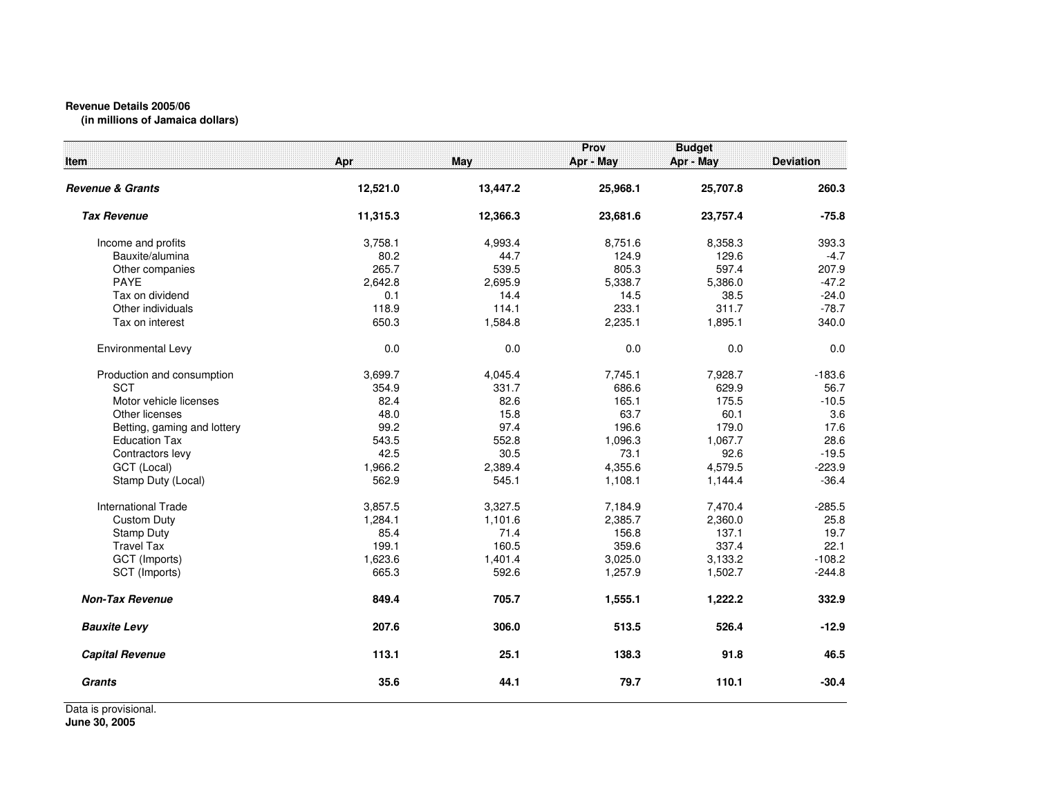**Revenue Details 2005/06**
**(in millions of Jamaica dollars)**

| Item | Apr | May | Prov Apr - May | Budget Apr - May | Deviation |
|---|---|---|---|---|---|
| ***Revenue & Grants*** | **12,521.0** | **13,447.2** | **25,968.1** | **25,707.8** | **260.3** |
| ***Tax Revenue*** | **11,315.3** | **12,366.3** | **23,681.6** | **23,757.4** | **-75.8** |
| Income and profits | 3,758.1 | 4,993.4 | 8,751.6 | 8,358.3 | 393.3 |
| Bauxite/alumina | 80.2 | 44.7 | 124.9 | 129.6 | -4.7 |
| Other companies | 265.7 | 539.5 | 805.3 | 597.4 | 207.9 |
| PAYE | 2,642.8 | 2,695.9 | 5,338.7 | 5,386.0 | -47.2 |
| Tax on dividend | 0.1 | 14.4 | 14.5 | 38.5 | -24.0 |
| Other individuals | 118.9 | 114.1 | 233.1 | 311.7 | -78.7 |
| Tax on interest | 650.3 | 1,584.8 | 2,235.1 | 1,895.1 | 340.0 |
| Environmental Levy | 0.0 | 0.0 | 0.0 | 0.0 | 0.0 |
| Production and consumption | 3,699.7 | 4,045.4 | 7,745.1 | 7,928.7 | -183.6 |
| SCT | 354.9 | 331.7 | 686.6 | 629.9 | 56.7 |
| Motor vehicle licenses | 82.4 | 82.6 | 165.1 | 175.5 | -10.5 |
| Other licenses | 48.0 | 15.8 | 63.7 | 60.1 | 3.6 |
| Betting, gaming and lottery | 99.2 | 97.4 | 196.6 | 179.0 | 17.6 |
| Education Tax | 543.5 | 552.8 | 1,096.3 | 1,067.7 | 28.6 |
| Contractors levy | 42.5 | 30.5 | 73.1 | 92.6 | -19.5 |
| GCT (Local) | 1,966.2 | 2,389.4 | 4,355.6 | 4,579.5 | -223.9 |
| Stamp Duty (Local) | 562.9 | 545.1 | 1,108.1 | 1,144.4 | -36.4 |
| International Trade | 3,857.5 | 3,327.5 | 7,184.9 | 7,470.4 | -285.5 |
| Custom Duty | 1,284.1 | 1,101.6 | 2,385.7 | 2,360.0 | 25.8 |
| Stamp Duty | 85.4 | 71.4 | 156.8 | 137.1 | 19.7 |
| Travel Tax | 199.1 | 160.5 | 359.6 | 337.4 | 22.1 |
| GCT (Imports) | 1,623.6 | 1,401.4 | 3,025.0 | 3,133.2 | -108.2 |
| SCT (Imports) | 665.3 | 592.6 | 1,257.9 | 1,502.7 | -244.8 |
| ***Non-Tax Revenue*** | **849.4** | **705.7** | **1,555.1** | **1,222.2** | **332.9** |
| ***Bauxite Levy*** | **207.6** | **306.0** | **513.5** | **526.4** | **-12.9** |
| ***Capital Revenue*** | **113.1** | **25.1** | **138.3** | **91.8** | **46.5** |
| ***Grants*** | **35.6** | **44.1** | **79.7** | **110.1** | **-30.4** |

Data is provisional.
**June 30, 2005**